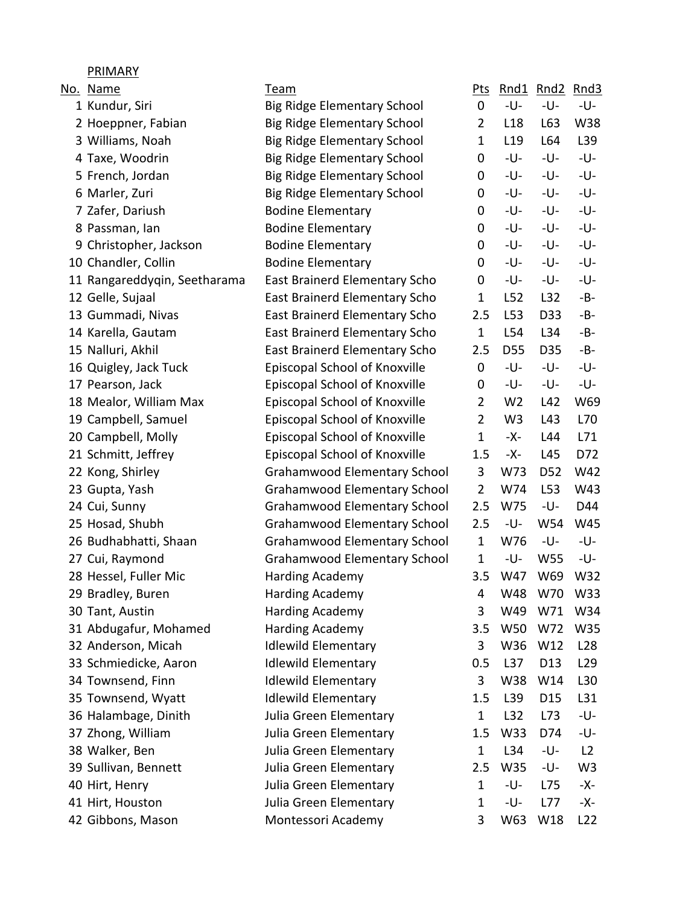PRIMARY

| No. | Name | Team | Pts | Rnd1 | Rnd2 | Rnd3 |
|---|---|---|---|---|---|---|
| 1 | Kundur, Siri | Big Ridge Elementary School | 0 | -U- | -U- | -U- |
| 2 | Hoeppner, Fabian | Big Ridge Elementary School | 2 | L18 | L63 | W38 |
| 3 | Williams, Noah | Big Ridge Elementary School | 1 | L19 | L64 | L39 |
| 4 | Taxe, Woodrin | Big Ridge Elementary School | 0 | -U- | -U- | -U- |
| 5 | French, Jordan | Big Ridge Elementary School | 0 | -U- | -U- | -U- |
| 6 | Marler, Zuri | Big Ridge Elementary School | 0 | -U- | -U- | -U- |
| 7 | Zafer, Dariush | Bodine Elementary | 0 | -U- | -U- | -U- |
| 8 | Passman, Ian | Bodine Elementary | 0 | -U- | -U- | -U- |
| 9 | Christopher, Jackson | Bodine Elementary | 0 | -U- | -U- | -U- |
| 10 | Chandler, Collin | Bodine Elementary | 0 | -U- | -U- | -U- |
| 11 | Rangareddyqin, Seetharama | East Brainerd Elementary Scho | 0 | -U- | -U- | -U- |
| 12 | Gelle, Sujaal | East Brainerd Elementary Scho | 1 | L52 | L32 | -B- |
| 13 | Gummadi, Nivas | East Brainerd Elementary Scho | 2.5 | L53 | D33 | -B- |
| 14 | Karella, Gautam | East Brainerd Elementary Scho | 1 | L54 | L34 | -B- |
| 15 | Nalluri, Akhil | East Brainerd Elementary Scho | 2.5 | D55 | D35 | -B- |
| 16 | Quigley, Jack Tuck | Episcopal School of Knoxville | 0 | -U- | -U- | -U- |
| 17 | Pearson, Jack | Episcopal School of Knoxville | 0 | -U- | -U- | -U- |
| 18 | Mealor, William Max | Episcopal School of Knoxville | 2 | W2 | L42 | W69 |
| 19 | Campbell, Samuel | Episcopal School of Knoxville | 2 | W3 | L43 | L70 |
| 20 | Campbell, Molly | Episcopal School of Knoxville | 1 | -X- | L44 | L71 |
| 21 | Schmitt, Jeffrey | Episcopal School of Knoxville | 1.5 | -X- | L45 | D72 |
| 22 | Kong, Shirley | Grahamwood Elementary School | 3 | W73 | D52 | W42 |
| 23 | Gupta, Yash | Grahamwood Elementary School | 2 | W74 | L53 | W43 |
| 24 | Cui, Sunny | Grahamwood Elementary School | 2.5 | W75 | -U- | D44 |
| 25 | Hosad, Shubh | Grahamwood Elementary School | 2.5 | -U- | W54 | W45 |
| 26 | Budhabhatti, Shaan | Grahamwood Elementary School | 1 | W76 | -U- | -U- |
| 27 | Cui, Raymond | Grahamwood Elementary School | 1 | -U- | W55 | -U- |
| 28 | Hessel, Fuller Mic | Harding Academy | 3.5 | W47 | W69 | W32 |
| 29 | Bradley, Buren | Harding Academy | 4 | W48 | W70 | W33 |
| 30 | Tant, Austin | Harding Academy | 3 | W49 | W71 | W34 |
| 31 | Abdugafur, Mohamed | Harding Academy | 3.5 | W50 | W72 | W35 |
| 32 | Anderson, Micah | Idlewild Elementary | 3 | W36 | W12 | L28 |
| 33 | Schmiedicke, Aaron | Idlewild Elementary | 0.5 | L37 | D13 | L29 |
| 34 | Townsend, Finn | Idlewild Elementary | 3 | W38 | W14 | L30 |
| 35 | Townsend, Wyatt | Idlewild Elementary | 1.5 | L39 | D15 | L31 |
| 36 | Halambage, Dinith | Julia Green Elementary | 1 | L32 | L73 | -U- |
| 37 | Zhong, William | Julia Green Elementary | 1.5 | W33 | D74 | -U- |
| 38 | Walker, Ben | Julia Green Elementary | 1 | L34 | -U- | L2 |
| 39 | Sullivan, Bennett | Julia Green Elementary | 2.5 | W35 | -U- | W3 |
| 40 | Hirt, Henry | Julia Green Elementary | 1 | -U- | L75 | -X- |
| 41 | Hirt, Houston | Julia Green Elementary | 1 | -U- | L77 | -X- |
| 42 | Gibbons, Mason | Montessori Academy | 3 | W63 | W18 | L22 |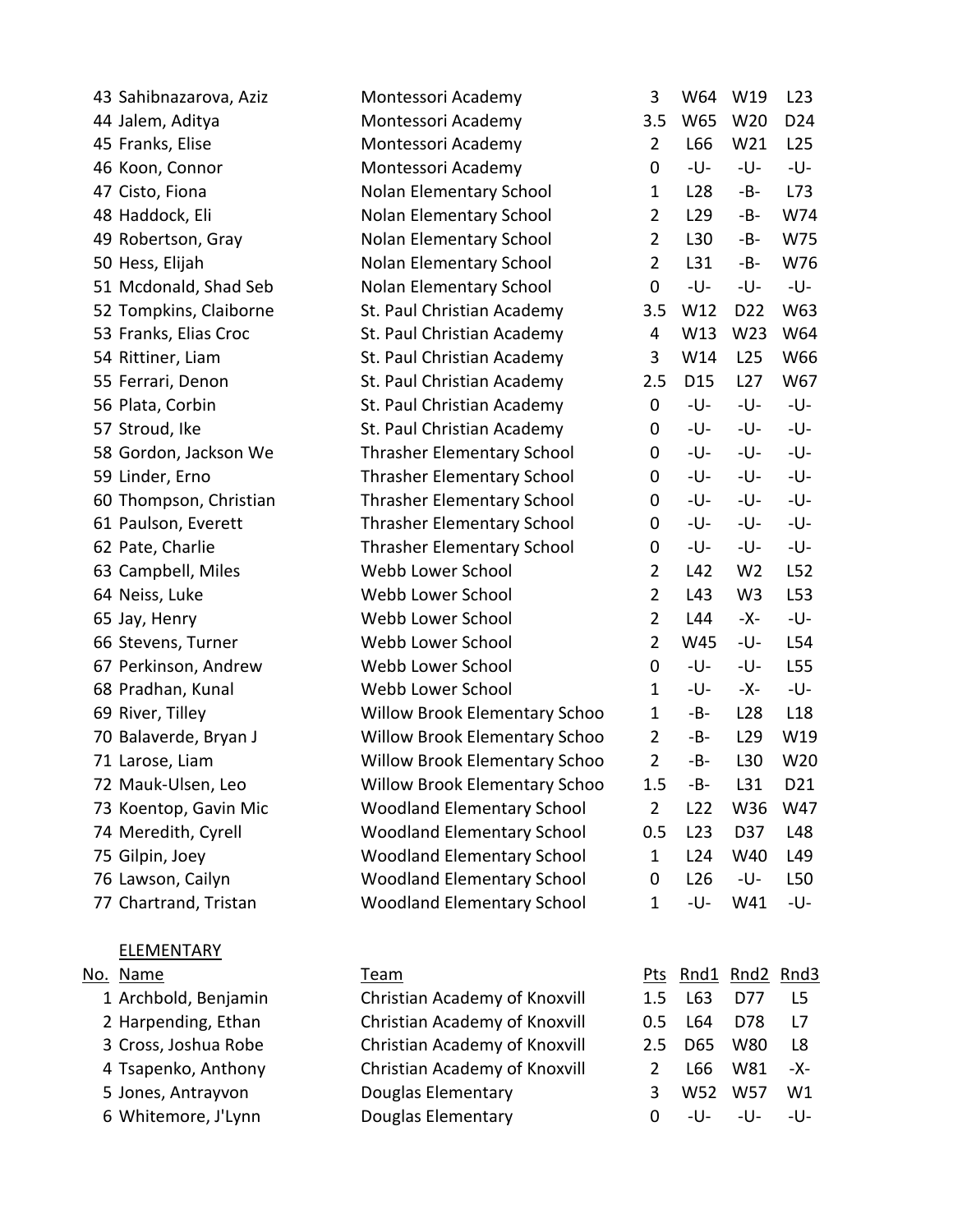| No. | Name | Team | Pts | Rnd1 | Rnd2 | Rnd3 |
|---|---|---|---|---|---|---|
| 43 | Sahibnazarova, Aziz | Montessori Academy | 3 | W64 | W19 | L23 |
| 44 | Jalem, Aditya | Montessori Academy | 3.5 | W65 | W20 | D24 |
| 45 | Franks, Elise | Montessori Academy | 2 | L66 | W21 | L25 |
| 46 | Koon, Connor | Montessori Academy | 0 | -U- | -U- | -U- |
| 47 | Cisto, Fiona | Nolan Elementary School | 1 | L28 | -B- | L73 |
| 48 | Haddock, Eli | Nolan Elementary School | 2 | L29 | -B- | W74 |
| 49 | Robertson, Gray | Nolan Elementary School | 2 | L30 | -B- | W75 |
| 50 | Hess, Elijah | Nolan Elementary School | 2 | L31 | -B- | W76 |
| 51 | Mcdonald, Shad Seb | Nolan Elementary School | 0 | -U- | -U- | -U- |
| 52 | Tompkins, Claiborne | St. Paul Christian Academy | 3.5 | W12 | D22 | W63 |
| 53 | Franks, Elias Croc | St. Paul Christian Academy | 4 | W13 | W23 | W64 |
| 54 | Rittiner, Liam | St. Paul Christian Academy | 3 | W14 | L25 | W66 |
| 55 | Ferrari, Denon | St. Paul Christian Academy | 2.5 | D15 | L27 | W67 |
| 56 | Plata, Corbin | St. Paul Christian Academy | 0 | -U- | -U- | -U- |
| 57 | Stroud, Ike | St. Paul Christian Academy | 0 | -U- | -U- | -U- |
| 58 | Gordon, Jackson We | Thrasher Elementary School | 0 | -U- | -U- | -U- |
| 59 | Linder, Erno | Thrasher Elementary School | 0 | -U- | -U- | -U- |
| 60 | Thompson, Christian | Thrasher Elementary School | 0 | -U- | -U- | -U- |
| 61 | Paulson, Everett | Thrasher Elementary School | 0 | -U- | -U- | -U- |
| 62 | Pate, Charlie | Thrasher Elementary School | 0 | -U- | -U- | -U- |
| 63 | Campbell, Miles | Webb Lower School | 2 | L42 | W2 | L52 |
| 64 | Neiss, Luke | Webb Lower School | 2 | L43 | W3 | L53 |
| 65 | Jay, Henry | Webb Lower School | 2 | L44 | -X- | -U- |
| 66 | Stevens, Turner | Webb Lower School | 2 | W45 | -U- | L54 |
| 67 | Perkinson, Andrew | Webb Lower School | 0 | -U- | -U- | L55 |
| 68 | Pradhan, Kunal | Webb Lower School | 1 | -U- | -X- | -U- |
| 69 | River, Tilley | Willow Brook Elementary Schoo | 1 | -B- | L28 | L18 |
| 70 | Balaverde, Bryan J | Willow Brook Elementary Schoo | 2 | -B- | L29 | W19 |
| 71 | Larose, Liam | Willow Brook Elementary Schoo | 2 | -B- | L30 | W20 |
| 72 | Mauk-Ulsen, Leo | Willow Brook Elementary Schoo | 1.5 | -B- | L31 | D21 |
| 73 | Koentop, Gavin Mic | Woodland Elementary School | 2 | L22 | W36 | W47 |
| 74 | Meredith, Cyrell | Woodland Elementary School | 0.5 | L23 | D37 | L48 |
| 75 | Gilpin, Joey | Woodland Elementary School | 1 | L24 | W40 | L49 |
| 76 | Lawson, Cailyn | Woodland Elementary School | 0 | L26 | -U- | L50 |
| 77 | Chartrand, Tristan | Woodland Elementary School | 1 | -U- | W41 | -U- |

## ELEMENTARY

| No. | Name | Team | Pts | Rnd1 | Rnd2 | Rnd3 |
|---|---|---|---|---|---|---|
| 1 | Archbold, Benjamin | Christian Academy of Knoxvill | 1.5 | L63 | D77 | L5 |
| 2 | Harpending, Ethan | Christian Academy of Knoxvill | 0.5 | L64 | D78 | L7 |
| 3 | Cross, Joshua Robe | Christian Academy of Knoxvill | 2.5 | D65 | W80 | L8 |
| 4 | Tsapenko, Anthony | Christian Academy of Knoxvill | 2 | L66 | W81 | -X- |
| 5 | Jones, Antrayvon | Douglas Elementary | 3 | W52 | W57 | W1 |
| 6 | Whitemore, J'Lynn | Douglas Elementary | 0 | -U- | -U- | -U- |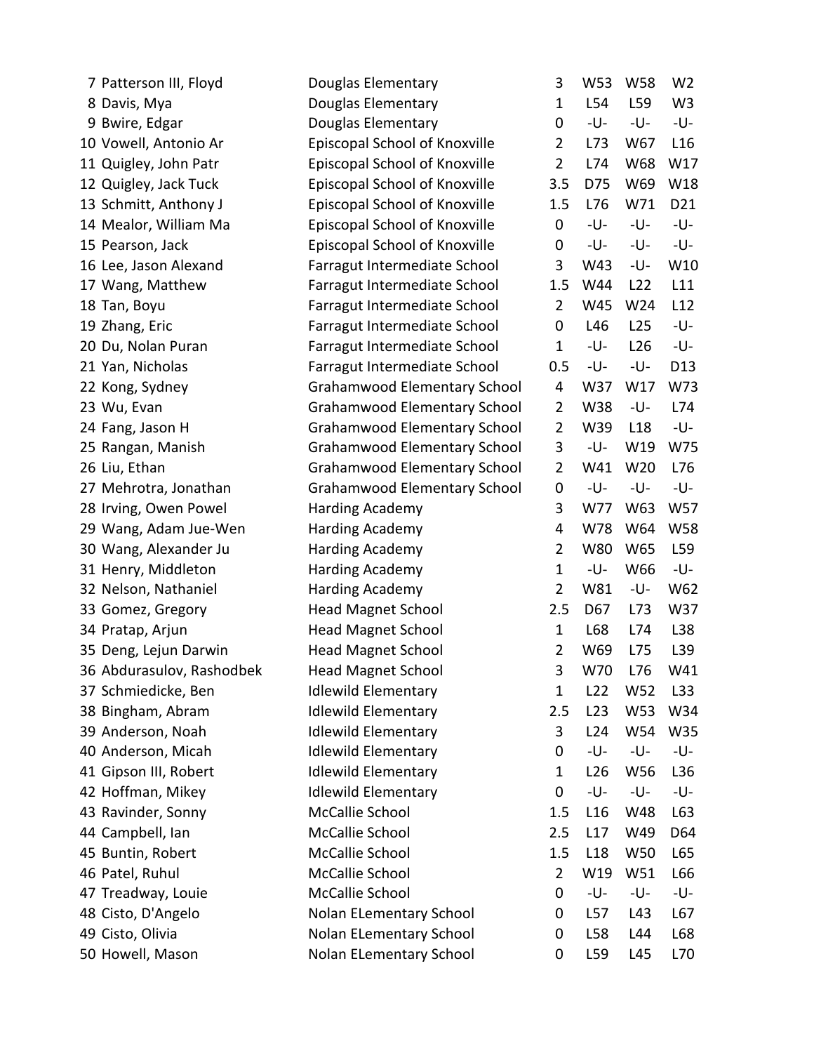| | | | | | | |
|---|---|---|---|---|---|---|
| 7 | Patterson III, Floyd | Douglas Elementary | 3 | W53 | W58 | W2 |
| 8 | Davis, Mya | Douglas Elementary | 1 | L54 | L59 | W3 |
| 9 | Bwire, Edgar | Douglas Elementary | 0 | -U- | -U- | -U- |
| 10 | Vowell, Antonio Ar | Episcopal School of Knoxville | 2 | L73 | W67 | L16 |
| 11 | Quigley, John Patr | Episcopal School of Knoxville | 2 | L74 | W68 | W17 |
| 12 | Quigley, Jack Tuck | Episcopal School of Knoxville | 3.5 | D75 | W69 | W18 |
| 13 | Schmitt, Anthony J | Episcopal School of Knoxville | 1.5 | L76 | W71 | D21 |
| 14 | Mealor, William Ma | Episcopal School of Knoxville | 0 | -U- | -U- | -U- |
| 15 | Pearson, Jack | Episcopal School of Knoxville | 0 | -U- | -U- | -U- |
| 16 | Lee, Jason Alexand | Farragut Intermediate School | 3 | W43 | -U- | W10 |
| 17 | Wang, Matthew | Farragut Intermediate School | 1.5 | W44 | L22 | L11 |
| 18 | Tan, Boyu | Farragut Intermediate School | 2 | W45 | W24 | L12 |
| 19 | Zhang, Eric | Farragut Intermediate School | 0 | L46 | L25 | -U- |
| 20 | Du, Nolan Puran | Farragut Intermediate School | 1 | -U- | L26 | -U- |
| 21 | Yan, Nicholas | Farragut Intermediate School | 0.5 | -U- | -U- | D13 |
| 22 | Kong, Sydney | Grahamwood Elementary School | 4 | W37 | W17 | W73 |
| 23 | Wu, Evan | Grahamwood Elementary School | 2 | W38 | -U- | L74 |
| 24 | Fang, Jason H | Grahamwood Elementary School | 2 | W39 | L18 | -U- |
| 25 | Rangan, Manish | Grahamwood Elementary School | 3 | -U- | W19 | W75 |
| 26 | Liu, Ethan | Grahamwood Elementary School | 2 | W41 | W20 | L76 |
| 27 | Mehrotra, Jonathan | Grahamwood Elementary School | 0 | -U- | -U- | -U- |
| 28 | Irving, Owen Powel | Harding Academy | 3 | W77 | W63 | W57 |
| 29 | Wang, Adam Jue-Wen | Harding Academy | 4 | W78 | W64 | W58 |
| 30 | Wang, Alexander Ju | Harding Academy | 2 | W80 | W65 | L59 |
| 31 | Henry, Middleton | Harding Academy | 1 | -U- | W66 | -U- |
| 32 | Nelson, Nathaniel | Harding Academy | 2 | W81 | -U- | W62 |
| 33 | Gomez, Gregory | Head Magnet School | 2.5 | D67 | L73 | W37 |
| 34 | Pratap, Arjun | Head Magnet School | 1 | L68 | L74 | L38 |
| 35 | Deng, Lejun Darwin | Head Magnet School | 2 | W69 | L75 | L39 |
| 36 | Abdurasulov, Rashodbek | Head Magnet School | 3 | W70 | L76 | W41 |
| 37 | Schmiedicke, Ben | Idlewild Elementary | 1 | L22 | W52 | L33 |
| 38 | Bingham, Abram | Idlewild Elementary | 2.5 | L23 | W53 | W34 |
| 39 | Anderson, Noah | Idlewild Elementary | 3 | L24 | W54 | W35 |
| 40 | Anderson, Micah | Idlewild Elementary | 0 | -U- | -U- | -U- |
| 41 | Gipson III, Robert | Idlewild Elementary | 1 | L26 | W56 | L36 |
| 42 | Hoffman, Mikey | Idlewild Elementary | 0 | -U- | -U- | -U- |
| 43 | Ravinder, Sonny | McCallie School | 1.5 | L16 | W48 | L63 |
| 44 | Campbell, Ian | McCallie School | 2.5 | L17 | W49 | D64 |
| 45 | Buntin, Robert | McCallie School | 1.5 | L18 | W50 | L65 |
| 46 | Patel, Ruhul | McCallie School | 2 | W19 | W51 | L66 |
| 47 | Treadway, Louie | McCallie School | 0 | -U- | -U- | -U- |
| 48 | Cisto, D'Angelo | Nolan ELementary School | 0 | L57 | L43 | L67 |
| 49 | Cisto, Olivia | Nolan ELementary School | 0 | L58 | L44 | L68 |
| 50 | Howell, Mason | Nolan ELementary School | 0 | L59 | L45 | L70 |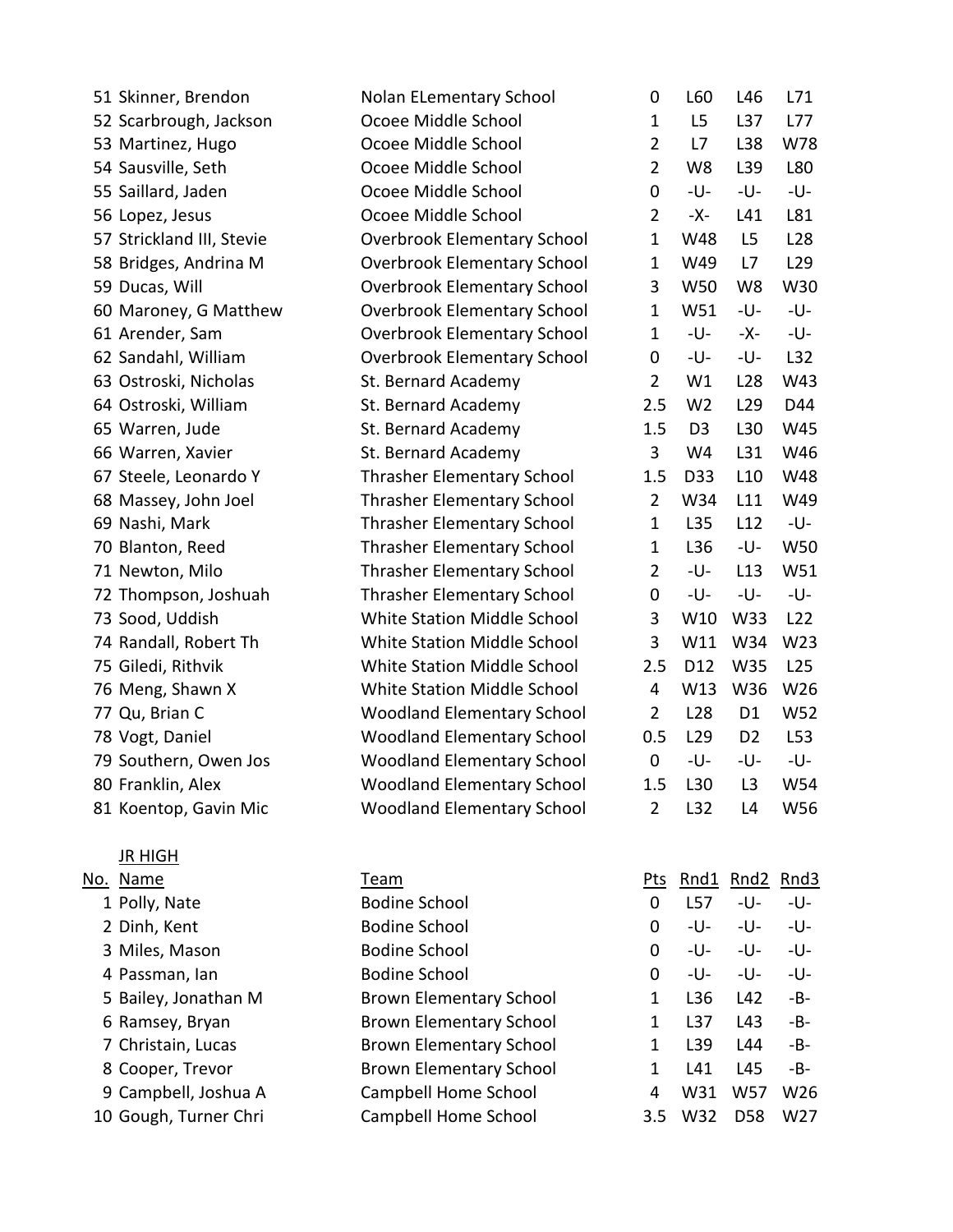| No. | Name | Team | Pts | Rnd1 | Rnd2 | Rnd3 |
|---|---|---|---|---|---|---|
| 51 | Skinner, Brendon | Nolan ELementary School | 0 | L60 | L46 | L71 |
| 52 | Scarbrough, Jackson | Ocoee Middle School | 1 | L5 | L37 | L77 |
| 53 | Martinez, Hugo | Ocoee Middle School | 2 | L7 | L38 | W78 |
| 54 | Sausville, Seth | Ocoee Middle School | 2 | W8 | L39 | L80 |
| 55 | Saillard, Jaden | Ocoee Middle School | 0 | -U- | -U- | -U- |
| 56 | Lopez, Jesus | Ocoee Middle School | 2 | -X- | L41 | L81 |
| 57 | Strickland III, Stevie | Overbrook Elementary School | 1 | W48 | L5 | L28 |
| 58 | Bridges, Andrina M | Overbrook Elementary School | 1 | W49 | L7 | L29 |
| 59 | Ducas, Will | Overbrook Elementary School | 3 | W50 | W8 | W30 |
| 60 | Maroney, G Matthew | Overbrook Elementary School | 1 | W51 | -U- | -U- |
| 61 | Arender, Sam | Overbrook Elementary School | 1 | -U- | -X- | -U- |
| 62 | Sandahl, William | Overbrook Elementary School | 0 | -U- | -U- | L32 |
| 63 | Ostroski, Nicholas | St. Bernard Academy | 2 | W1 | L28 | W43 |
| 64 | Ostroski, William | St. Bernard Academy | 2.5 | W2 | L29 | D44 |
| 65 | Warren, Jude | St. Bernard Academy | 1.5 | D3 | L30 | W45 |
| 66 | Warren, Xavier | St. Bernard Academy | 3 | W4 | L31 | W46 |
| 67 | Steele, Leonardo Y | Thrasher Elementary School | 1.5 | D33 | L10 | W48 |
| 68 | Massey, John Joel | Thrasher Elementary School | 2 | W34 | L11 | W49 |
| 69 | Nashi, Mark | Thrasher Elementary School | 1 | L35 | L12 | -U- |
| 70 | Blanton, Reed | Thrasher Elementary School | 1 | L36 | -U- | W50 |
| 71 | Newton, Milo | Thrasher Elementary School | 2 | -U- | L13 | W51 |
| 72 | Thompson, Joshuah | Thrasher Elementary School | 0 | -U- | -U- | -U- |
| 73 | Sood, Uddish | White Station Middle School | 3 | W10 | W33 | L22 |
| 74 | Randall, Robert Th | White Station Middle School | 3 | W11 | W34 | W23 |
| 75 | Giledi, Rithvik | White Station Middle School | 2.5 | D12 | W35 | L25 |
| 76 | Meng, Shawn X | White Station Middle School | 4 | W13 | W36 | W26 |
| 77 | Qu, Brian C | Woodland Elementary School | 2 | L28 | D1 | W52 |
| 78 | Vogt, Daniel | Woodland Elementary School | 0.5 | L29 | D2 | L53 |
| 79 | Southern, Owen Jos | Woodland Elementary School | 0 | -U- | -U- | -U- |
| 80 | Franklin, Alex | Woodland Elementary School | 1.5 | L30 | L3 | W54 |
| 81 | Koentop, Gavin Mic | Woodland Elementary School | 2 | L32 | L4 | W56 |

JR HIGH

| No. | Name | Team | Pts | Rnd1 | Rnd2 | Rnd3 |
|---|---|---|---|---|---|---|
| 1 | Polly, Nate | Bodine School | 0 | L57 | -U- | -U- |
| 2 | Dinh, Kent | Bodine School | 0 | -U- | -U- | -U- |
| 3 | Miles, Mason | Bodine School | 0 | -U- | -U- | -U- |
| 4 | Passman, Ian | Bodine School | 0 | -U- | -U- | -U- |
| 5 | Bailey, Jonathan M | Brown Elementary School | 1 | L36 | L42 | -B- |
| 6 | Ramsey, Bryan | Brown Elementary School | 1 | L37 | L43 | -B- |
| 7 | Christain, Lucas | Brown Elementary School | 1 | L39 | L44 | -B- |
| 8 | Cooper, Trevor | Brown Elementary School | 1 | L41 | L45 | -B- |
| 9 | Campbell, Joshua A | Campbell Home School | 4 | W31 | W57 | W26 |
| 10 | Gough, Turner Chri | Campbell Home School | 3.5 | W32 | D58 | W27 |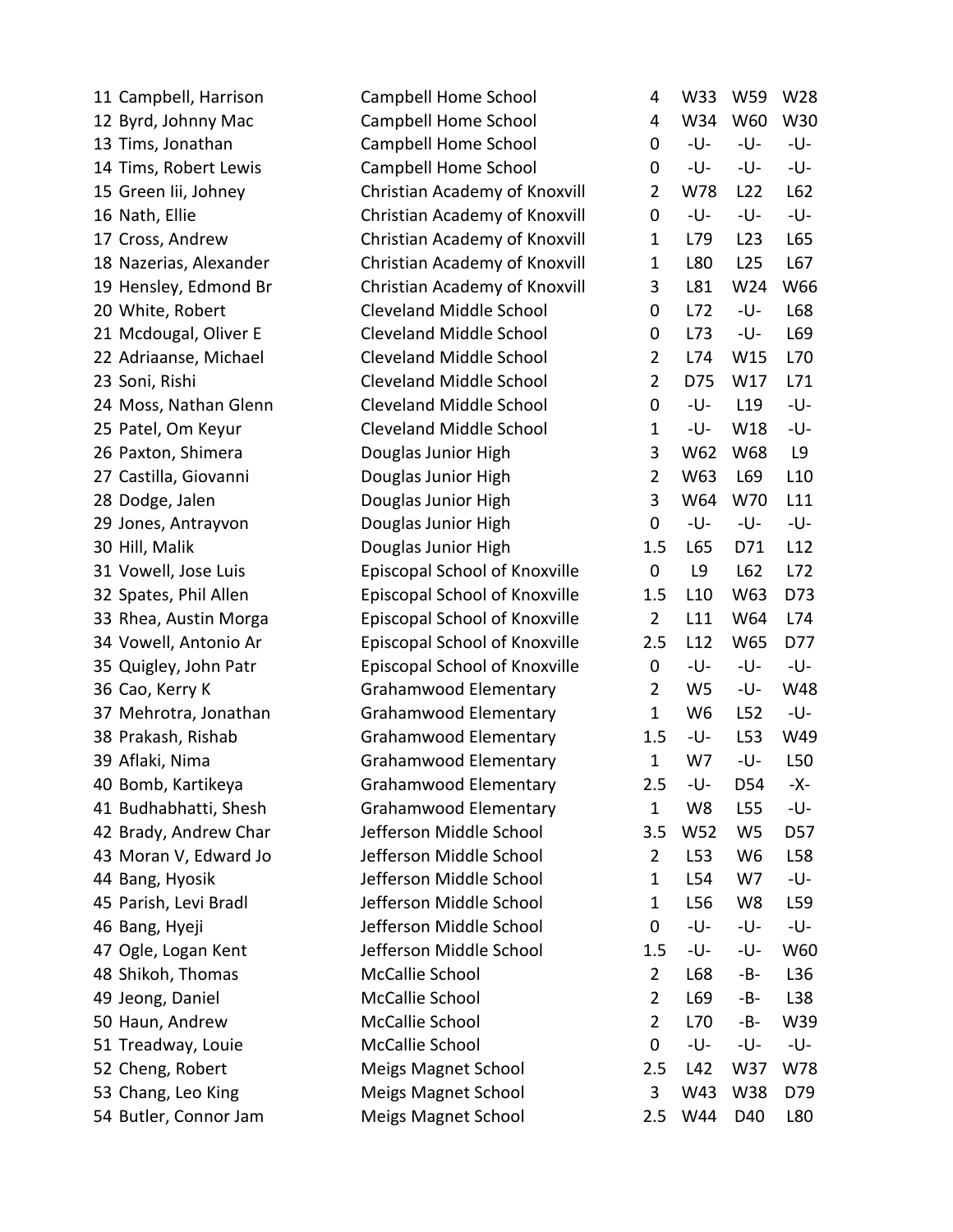| | | | | | | |
|---|---|---|---|---|---|---|
| 11 | Campbell, Harrison | Campbell Home School | 4 | W33 | W59 | W28 |
| 12 | Byrd, Johnny Mac | Campbell Home School | 4 | W34 | W60 | W30 |
| 13 | Tims, Jonathan | Campbell Home School | 0 | -U- | -U- | -U- |
| 14 | Tims, Robert Lewis | Campbell Home School | 0 | -U- | -U- | -U- |
| 15 | Green Iii, Johney | Christian Academy of Knoxvill | 2 | W78 | L22 | L62 |
| 16 | Nath, Ellie | Christian Academy of Knoxvill | 0 | -U- | -U- | -U- |
| 17 | Cross, Andrew | Christian Academy of Knoxvill | 1 | L79 | L23 | L65 |
| 18 | Nazerias, Alexander | Christian Academy of Knoxvill | 1 | L80 | L25 | L67 |
| 19 | Hensley, Edmond Br | Christian Academy of Knoxvill | 3 | L81 | W24 | W66 |
| 20 | White, Robert | Cleveland Middle School | 0 | L72 | -U- | L68 |
| 21 | Mcdougal, Oliver E | Cleveland Middle School | 0 | L73 | -U- | L69 |
| 22 | Adriaanse, Michael | Cleveland Middle School | 2 | L74 | W15 | L70 |
| 23 | Soni, Rishi | Cleveland Middle School | 2 | D75 | W17 | L71 |
| 24 | Moss, Nathan Glenn | Cleveland Middle School | 0 | -U- | L19 | -U- |
| 25 | Patel, Om Keyur | Cleveland Middle School | 1 | -U- | W18 | -U- |
| 26 | Paxton, Shimera | Douglas Junior High | 3 | W62 | W68 | L9 |
| 27 | Castilla, Giovanni | Douglas Junior High | 2 | W63 | L69 | L10 |
| 28 | Dodge, Jalen | Douglas Junior High | 3 | W64 | W70 | L11 |
| 29 | Jones, Antrayvon | Douglas Junior High | 0 | -U- | -U- | -U- |
| 30 | Hill, Malik | Douglas Junior High | 1.5 | L65 | D71 | L12 |
| 31 | Vowell, Jose Luis | Episcopal School of Knoxville | 0 | L9 | L62 | L72 |
| 32 | Spates, Phil Allen | Episcopal School of Knoxville | 1.5 | L10 | W63 | D73 |
| 33 | Rhea, Austin Morga | Episcopal School of Knoxville | 2 | L11 | W64 | L74 |
| 34 | Vowell, Antonio Ar | Episcopal School of Knoxville | 2.5 | L12 | W65 | D77 |
| 35 | Quigley, John Patr | Episcopal School of Knoxville | 0 | -U- | -U- | -U- |
| 36 | Cao, Kerry K | Grahamwood Elementary | 2 | W5 | -U- | W48 |
| 37 | Mehrotra, Jonathan | Grahamwood Elementary | 1 | W6 | L52 | -U- |
| 38 | Prakash, Rishab | Grahamwood Elementary | 1.5 | -U- | L53 | W49 |
| 39 | Aflaki, Nima | Grahamwood Elementary | 1 | W7 | -U- | L50 |
| 40 | Bomb, Kartikeya | Grahamwood Elementary | 2.5 | -U- | D54 | -X- |
| 41 | Budhabhatti, Shesh | Grahamwood Elementary | 1 | W8 | L55 | -U- |
| 42 | Brady, Andrew Char | Jefferson Middle School | 3.5 | W52 | W5 | D57 |
| 43 | Moran V, Edward Jo | Jefferson Middle School | 2 | L53 | W6 | L58 |
| 44 | Bang, Hyosik | Jefferson Middle School | 1 | L54 | W7 | -U- |
| 45 | Parish, Levi Bradl | Jefferson Middle School | 1 | L56 | W8 | L59 |
| 46 | Bang, Hyeji | Jefferson Middle School | 0 | -U- | -U- | -U- |
| 47 | Ogle, Logan Kent | Jefferson Middle School | 1.5 | -U- | -U- | W60 |
| 48 | Shikoh, Thomas | McCallie School | 2 | L68 | -B- | L36 |
| 49 | Jeong, Daniel | McCallie School | 2 | L69 | -B- | L38 |
| 50 | Haun, Andrew | McCallie School | 2 | L70 | -B- | W39 |
| 51 | Treadway, Louie | McCallie School | 0 | -U- | -U- | -U- |
| 52 | Cheng, Robert | Meigs Magnet School | 2.5 | L42 | W37 | W78 |
| 53 | Chang, Leo King | Meigs Magnet School | 3 | W43 | W38 | D79 |
| 54 | Butler, Connor Jam | Meigs Magnet School | 2.5 | W44 | D40 | L80 |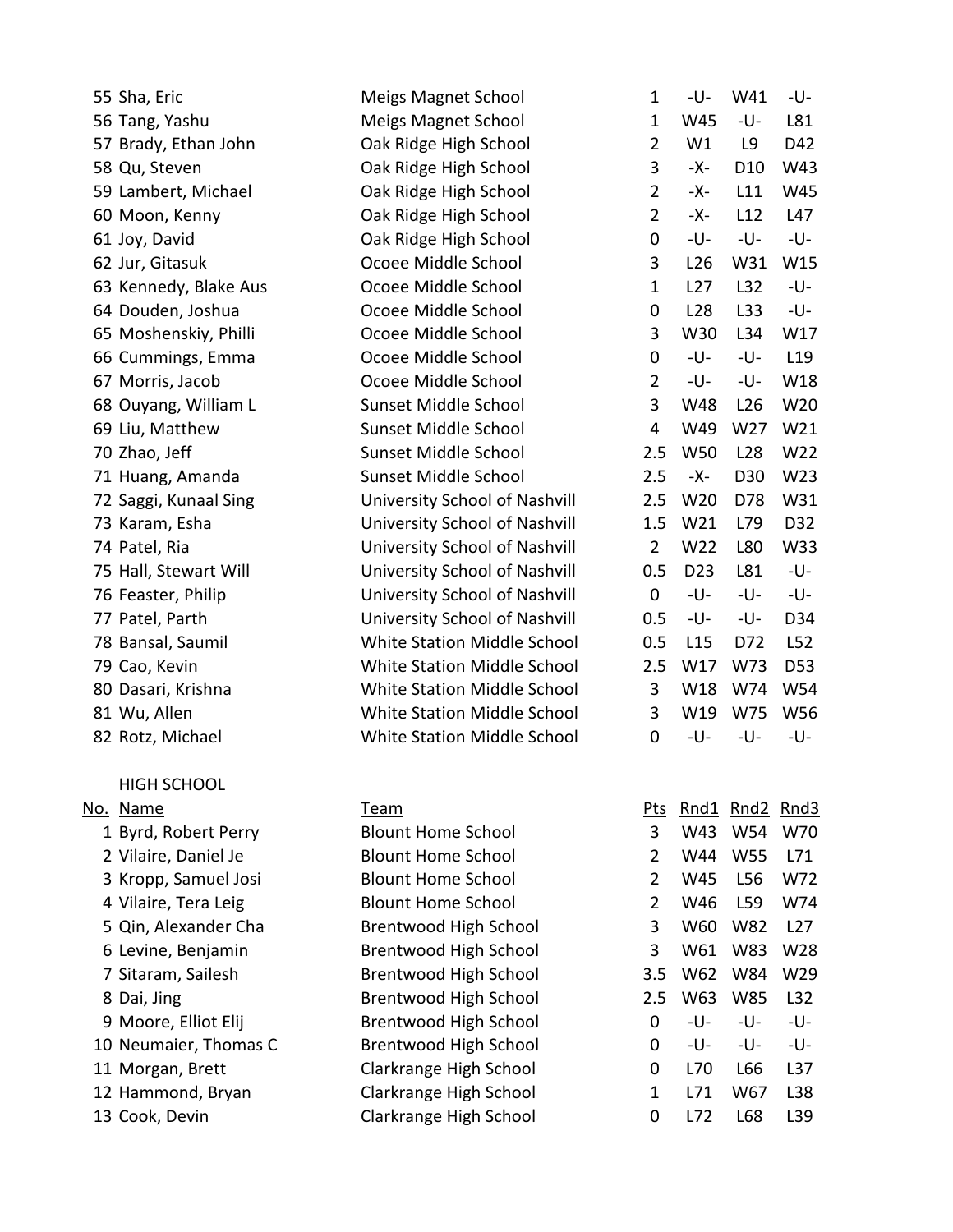| No. | Name | Team | Pts | Rnd1 | Rnd2 | Rnd3 |
|---|---|---|---|---|---|---|
| 55 | Sha, Eric | Meigs Magnet School | 1 | -U- | W41 | -U- |
| 56 | Tang, Yashu | Meigs Magnet School | 1 | W45 | -U- | L81 |
| 57 | Brady, Ethan John | Oak Ridge High School | 2 | W1 | L9 | D42 |
| 58 | Qu, Steven | Oak Ridge High School | 3 | -X- | D10 | W43 |
| 59 | Lambert, Michael | Oak Ridge High School | 2 | -X- | L11 | W45 |
| 60 | Moon, Kenny | Oak Ridge High School | 2 | -X- | L12 | L47 |
| 61 | Joy, David | Oak Ridge High School | 0 | -U- | -U- | -U- |
| 62 | Jur, Gitasuk | Ocoee Middle School | 3 | L26 | W31 | W15 |
| 63 | Kennedy, Blake Aus | Ocoee Middle School | 1 | L27 | L32 | -U- |
| 64 | Douden, Joshua | Ocoee Middle School | 0 | L28 | L33 | -U- |
| 65 | Moshenskiy, Philli | Ocoee Middle School | 3 | W30 | L34 | W17 |
| 66 | Cummings, Emma | Ocoee Middle School | 0 | -U- | -U- | L19 |
| 67 | Morris, Jacob | Ocoee Middle School | 2 | -U- | -U- | W18 |
| 68 | Ouyang, William L | Sunset Middle School | 3 | W48 | L26 | W20 |
| 69 | Liu, Matthew | Sunset Middle School | 4 | W49 | W27 | W21 |
| 70 | Zhao, Jeff | Sunset Middle School | 2.5 | W50 | L28 | W22 |
| 71 | Huang, Amanda | Sunset Middle School | 2.5 | -X- | D30 | W23 |
| 72 | Saggi, Kunaal Sing | University School of Nashvill | 2.5 | W20 | D78 | W31 |
| 73 | Karam, Esha | University School of Nashvill | 1.5 | W21 | L79 | D32 |
| 74 | Patel, Ria | University School of Nashvill | 2 | W22 | L80 | W33 |
| 75 | Hall, Stewart Will | University School of Nashvill | 0.5 | D23 | L81 | -U- |
| 76 | Feaster, Philip | University School of Nashvill | 0 | -U- | -U- | -U- |
| 77 | Patel, Parth | University School of Nashvill | 0.5 | -U- | -U- | D34 |
| 78 | Bansal, Saumil | White Station Middle School | 0.5 | L15 | D72 | L52 |
| 79 | Cao, Kevin | White Station Middle School | 2.5 | W17 | W73 | D53 |
| 80 | Dasari, Krishna | White Station Middle School | 3 | W18 | W74 | W54 |
| 81 | Wu, Allen | White Station Middle School | 3 | W19 | W75 | W56 |
| 82 | Rotz, Michael | White Station Middle School | 0 | -U- | -U- | -U- |

HIGH SCHOOL

| No. | Name | Team | Pts | Rnd1 | Rnd2 | Rnd3 |
|---|---|---|---|---|---|---|
| 1 | Byrd, Robert Perry | Blount Home School | 3 | W43 | W54 | W70 |
| 2 | Vilaire, Daniel Je | Blount Home School | 2 | W44 | W55 | L71 |
| 3 | Kropp, Samuel Josi | Blount Home School | 2 | W45 | L56 | W72 |
| 4 | Vilaire, Tera Leig | Blount Home School | 2 | W46 | L59 | W74 |
| 5 | Qin, Alexander Cha | Brentwood High School | 3 | W60 | W82 | L27 |
| 6 | Levine, Benjamin | Brentwood High School | 3 | W61 | W83 | W28 |
| 7 | Sitaram, Sailesh | Brentwood High School | 3.5 | W62 | W84 | W29 |
| 8 | Dai, Jing | Brentwood High School | 2.5 | W63 | W85 | L32 |
| 9 | Moore, Elliot Elij | Brentwood High School | 0 | -U- | -U- | -U- |
| 10 | Neumaier, Thomas C | Brentwood High School | 0 | -U- | -U- | -U- |
| 11 | Morgan, Brett | Clarkrange High School | 0 | L70 | L66 | L37 |
| 12 | Hammond, Bryan | Clarkrange High School | 1 | L71 | W67 | L38 |
| 13 | Cook, Devin | Clarkrange High School | 0 | L72 | L68 | L39 |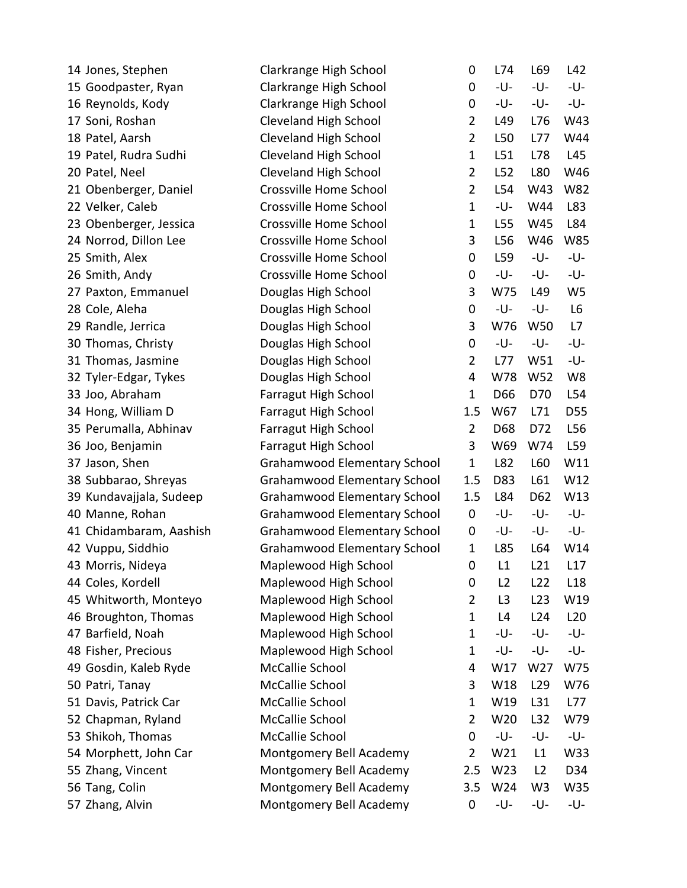| # | Name | School | Score | Rd 1 | Rd 2 | Rd 3 |
|---|---|---|---|---|---|---|
| 14 | Jones, Stephen | Clarkrange High School | 0 | L74 | L69 | L42 |
| 15 | Goodpaster, Ryan | Clarkrange High School | 0 | -U- | -U- | -U- |
| 16 | Reynolds, Kody | Clarkrange High School | 0 | -U- | -U- | -U- |
| 17 | Soni, Roshan | Cleveland High School | 2 | L49 | L76 | W43 |
| 18 | Patel, Aarsh | Cleveland High School | 2 | L50 | L77 | W44 |
| 19 | Patel, Rudra Sudhi | Cleveland High School | 1 | L51 | L78 | L45 |
| 20 | Patel, Neel | Cleveland High School | 2 | L52 | L80 | W46 |
| 21 | Obenberger, Daniel | Crossville Home School | 2 | L54 | W43 | W82 |
| 22 | Velker, Caleb | Crossville Home School | 1 | -U- | W44 | L83 |
| 23 | Obenberger, Jessica | Crossville Home School | 1 | L55 | W45 | L84 |
| 24 | Norrod, Dillon Lee | Crossville Home School | 3 | L56 | W46 | W85 |
| 25 | Smith, Alex | Crossville Home School | 0 | L59 | -U- | -U- |
| 26 | Smith, Andy | Crossville Home School | 0 | -U- | -U- | -U- |
| 27 | Paxton, Emmanuel | Douglas High School | 3 | W75 | L49 | W5 |
| 28 | Cole, Aleha | Douglas High School | 0 | -U- | -U- | L6 |
| 29 | Randle, Jerrica | Douglas High School | 3 | W76 | W50 | L7 |
| 30 | Thomas, Christy | Douglas High School | 0 | -U- | -U- | -U- |
| 31 | Thomas, Jasmine | Douglas High School | 2 | L77 | W51 | -U- |
| 32 | Tyler-Edgar, Tykes | Douglas High School | 4 | W78 | W52 | W8 |
| 33 | Joo, Abraham | Farragut High School | 1 | D66 | D70 | L54 |
| 34 | Hong, William D | Farragut High School | 1.5 | W67 | L71 | D55 |
| 35 | Perumalla, Abhinav | Farragut High School | 2 | D68 | D72 | L56 |
| 36 | Joo, Benjamin | Farragut High School | 3 | W69 | W74 | L59 |
| 37 | Jason, Shen | Grahamwood Elementary School | 1 | L82 | L60 | W11 |
| 38 | Subbarao, Shreyas | Grahamwood Elementary School | 1.5 | D83 | L61 | W12 |
| 39 | Kundavajjala, Sudeep | Grahamwood Elementary School | 1.5 | L84 | D62 | W13 |
| 40 | Manne, Rohan | Grahamwood Elementary School | 0 | -U- | -U- | -U- |
| 41 | Chidambaram, Aashish | Grahamwood Elementary School | 0 | -U- | -U- | -U- |
| 42 | Vuppu, Siddhio | Grahamwood Elementary School | 1 | L85 | L64 | W14 |
| 43 | Morris, Nideya | Maplewood High School | 0 | L1 | L21 | L17 |
| 44 | Coles, Kordell | Maplewood High School | 0 | L2 | L22 | L18 |
| 45 | Whitworth, Monteyo | Maplewood High School | 2 | L3 | L23 | W19 |
| 46 | Broughton, Thomas | Maplewood High School | 1 | L4 | L24 | L20 |
| 47 | Barfield, Noah | Maplewood High School | 1 | -U- | -U- | -U- |
| 48 | Fisher, Precious | Maplewood High School | 1 | -U- | -U- | -U- |
| 49 | Gosdin, Kaleb Ryde | McCallie School | 4 | W17 | W27 | W75 |
| 50 | Patri, Tanay | McCallie School | 3 | W18 | L29 | W76 |
| 51 | Davis, Patrick Car | McCallie School | 1 | W19 | L31 | L77 |
| 52 | Chapman, Ryland | McCallie School | 2 | W20 | L32 | W79 |
| 53 | Shikoh, Thomas | McCallie School | 0 | -U- | -U- | -U- |
| 54 | Morphett, John Car | Montgomery Bell Academy | 2 | W21 | L1 | W33 |
| 55 | Zhang, Vincent | Montgomery Bell Academy | 2.5 | W23 | L2 | D34 |
| 56 | Tang, Colin | Montgomery Bell Academy | 3.5 | W24 | W3 | W35 |
| 57 | Zhang, Alvin | Montgomery Bell Academy | 0 | -U- | -U- | -U- |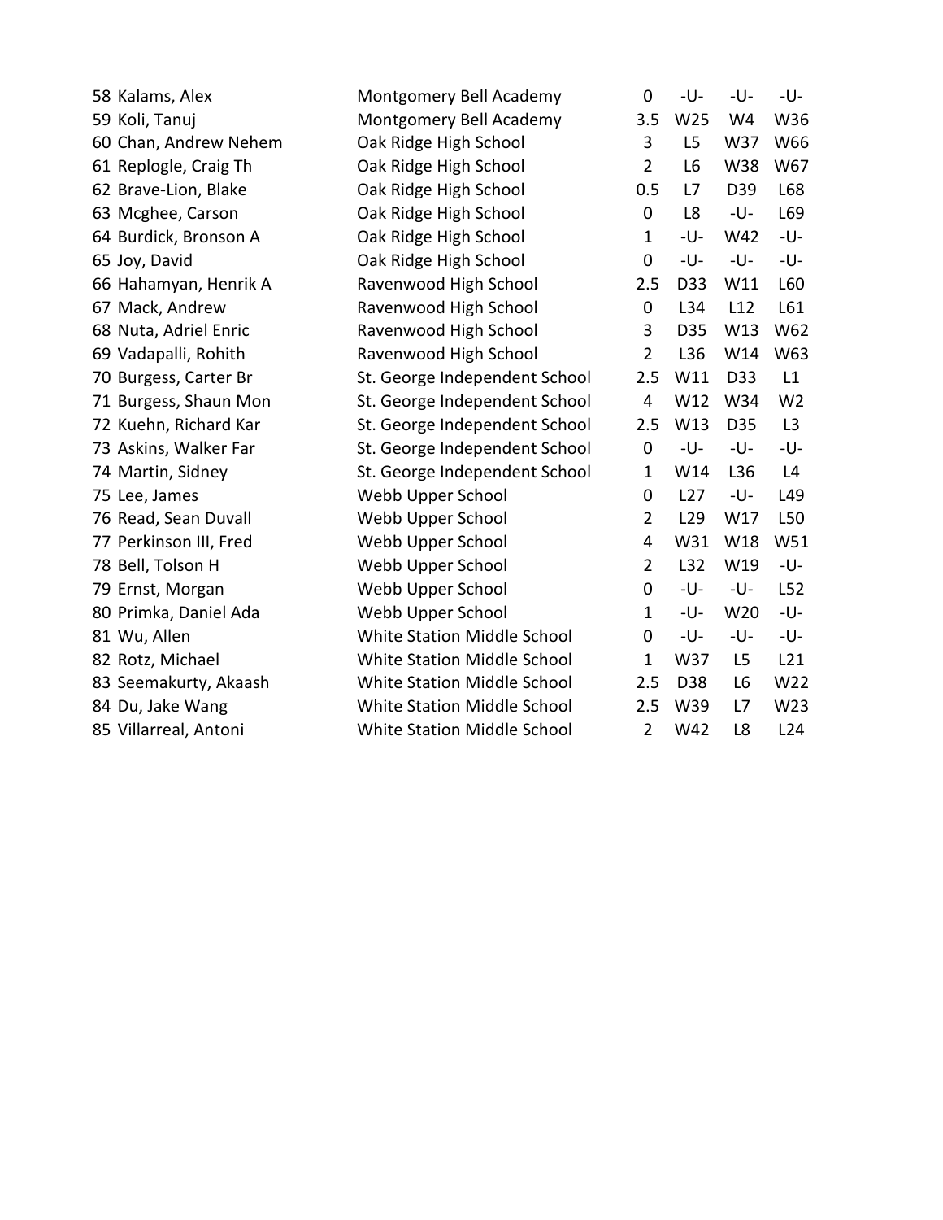| | | | | | | |
|---|---|---|---|---|---|---|
| 58 | Kalams, Alex | Montgomery Bell Academy | 0 | -U- | -U- | -U- |
| 59 | Koli, Tanuj | Montgomery Bell Academy | 3.5 | W25 | W4 | W36 |
| 60 | Chan, Andrew Nehem | Oak Ridge High School | 3 | L5 | W37 | W66 |
| 61 | Replogle, Craig Th | Oak Ridge High School | 2 | L6 | W38 | W67 |
| 62 | Brave-Lion, Blake | Oak Ridge High School | 0.5 | L7 | D39 | L68 |
| 63 | Mcghee, Carson | Oak Ridge High School | 0 | L8 | -U- | L69 |
| 64 | Burdick, Bronson A | Oak Ridge High School | 1 | -U- | W42 | -U- |
| 65 | Joy, David | Oak Ridge High School | 0 | -U- | -U- | -U- |
| 66 | Hahamyan, Henrik A | Ravenwood High School | 2.5 | D33 | W11 | L60 |
| 67 | Mack, Andrew | Ravenwood High School | 0 | L34 | L12 | L61 |
| 68 | Nuta, Adriel Enric | Ravenwood High School | 3 | D35 | W13 | W62 |
| 69 | Vadapalli, Rohith | Ravenwood High School | 2 | L36 | W14 | W63 |
| 70 | Burgess, Carter Br | St. George Independent School | 2.5 | W11 | D33 | L1 |
| 71 | Burgess, Shaun Mon | St. George Independent School | 4 | W12 | W34 | W2 |
| 72 | Kuehn, Richard Kar | St. George Independent School | 2.5 | W13 | D35 | L3 |
| 73 | Askins, Walker Far | St. George Independent School | 0 | -U- | -U- | -U- |
| 74 | Martin, Sidney | St. George Independent School | 1 | W14 | L36 | L4 |
| 75 | Lee, James | Webb Upper School | 0 | L27 | -U- | L49 |
| 76 | Read, Sean Duvall | Webb Upper School | 2 | L29 | W17 | L50 |
| 77 | Perkinson III, Fred | Webb Upper School | 4 | W31 | W18 | W51 |
| 78 | Bell, Tolson H | Webb Upper School | 2 | L32 | W19 | -U- |
| 79 | Ernst, Morgan | Webb Upper School | 0 | -U- | -U- | L52 |
| 80 | Primka, Daniel Ada | Webb Upper School | 1 | -U- | W20 | -U- |
| 81 | Wu, Allen | White Station Middle School | 0 | -U- | -U- | -U- |
| 82 | Rotz, Michael | White Station Middle School | 1 | W37 | L5 | L21 |
| 83 | Seemakurty, Akaash | White Station Middle School | 2.5 | D38 | L6 | W22 |
| 84 | Du, Jake Wang | White Station Middle School | 2.5 | W39 | L7 | W23 |
| 85 | Villarreal, Antoni | White Station Middle School | 2 | W42 | L8 | L24 |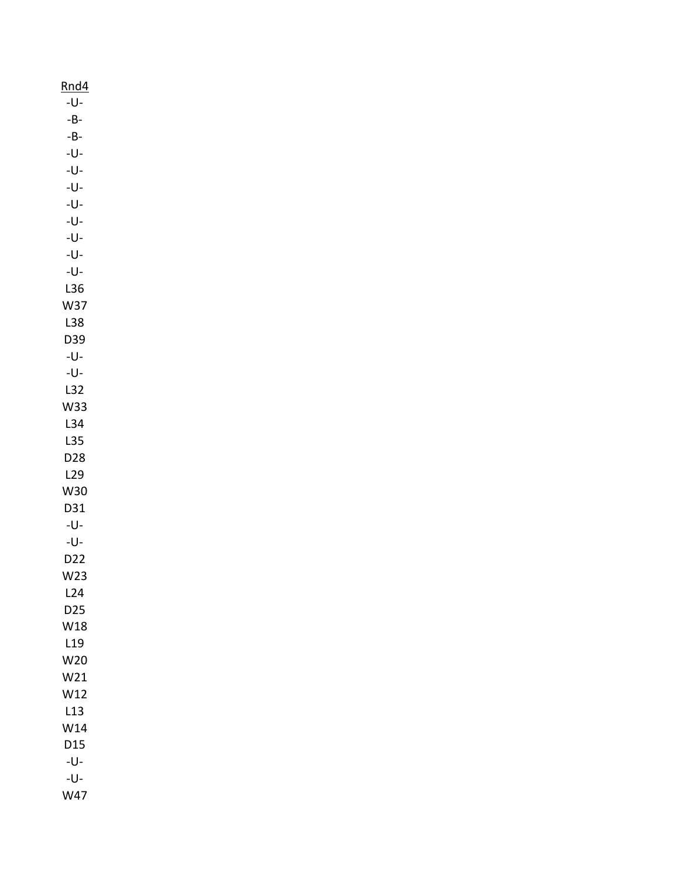| Rnd4 |
| --- |
| -U- |
| -B- |
| -B- |
| -U- |
| -U- |
| -U- |
| -U- |
| -U- |
| -U- |
| -U- |
| -U- |
| L36 |
| W37 |
| L38 |
| D39 |
| -U- |
| -U- |
| L32 |
| W33 |
| L34 |
| L35 |
| D28 |
| L29 |
| W30 |
| D31 |
| -U- |
| -U- |
| D22 |
| W23 |
| L24 |
| D25 |
| W18 |
| L19 |
| W20 |
| W21 |
| W12 |
| L13 |
| W14 |
| D15 |
| -U- |
| -U- |
| W47 |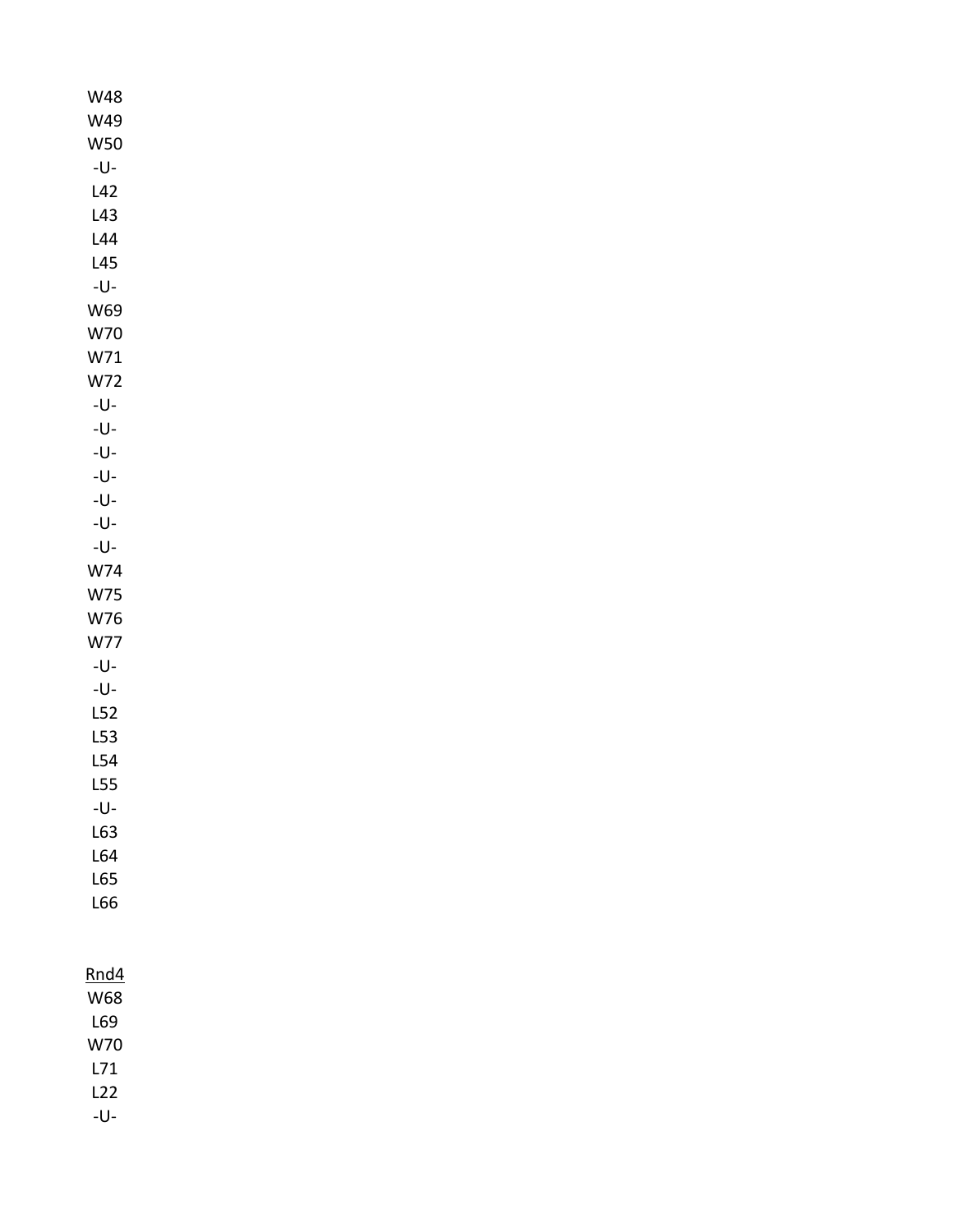W48
W49
W50
-U-
L42
L43
L44
L45
-U-
W69
W70
W71
W72
-U-
-U-
-U-
-U-
-U-
-U-
-U-
W74
W75
W76
W77
-U-
-U-
L52
L53
L54
L55
-U-
L63
L64
L65
L66

Rnd4
W68
L69
W70
L71
L22
-U-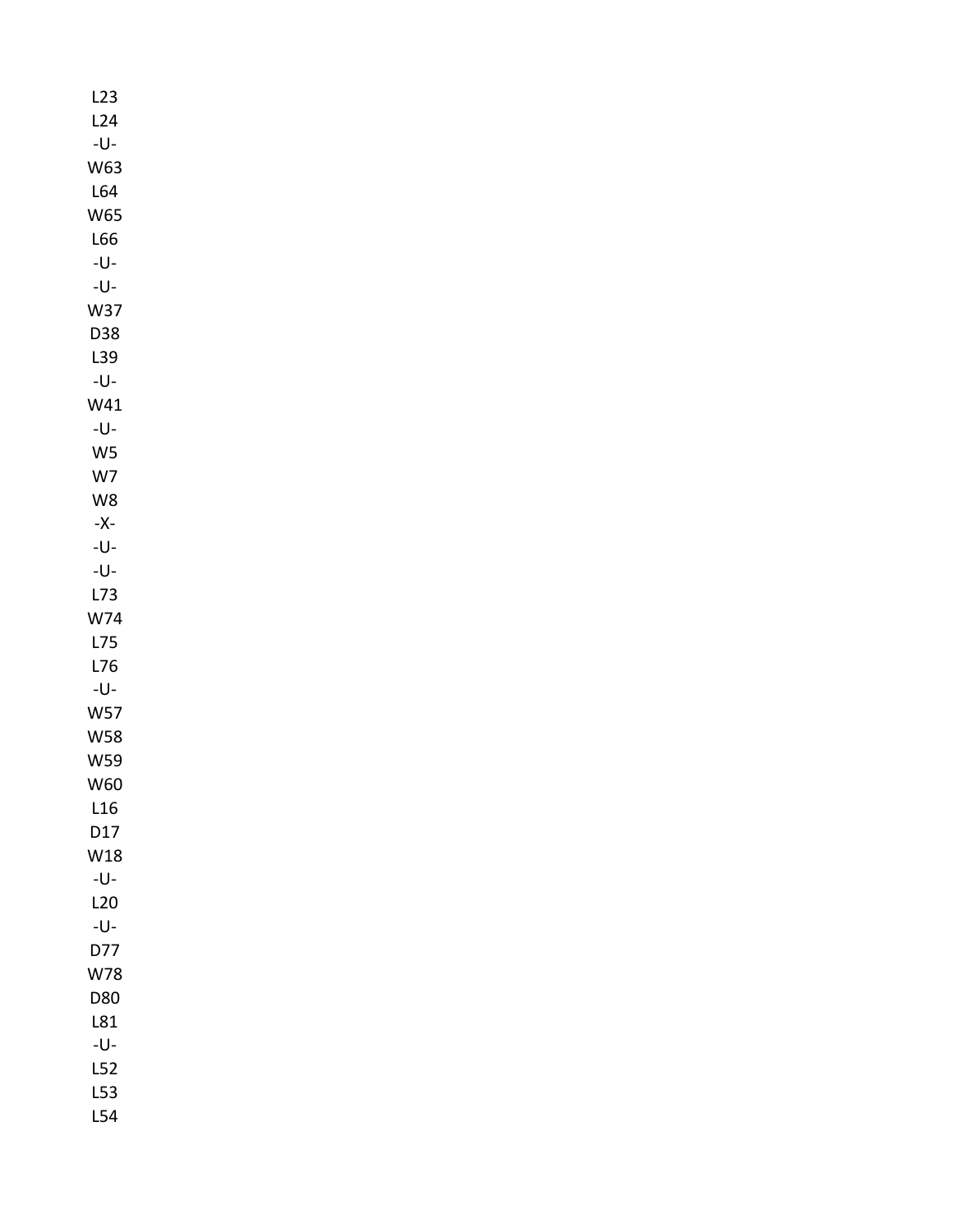L23
L24
-U-
W63
L64
W65
L66
-U-
-U-
W37
D38
L39
-U-
W41
-U-
W5
W7
W8
-X-
-U-
-U-
L73
W74
L75
L76
-U-
W57
W58
W59
W60
L16
D17
W18
-U-
L20
-U-
D77
W78
D80
L81
-U-
L52
L53
L54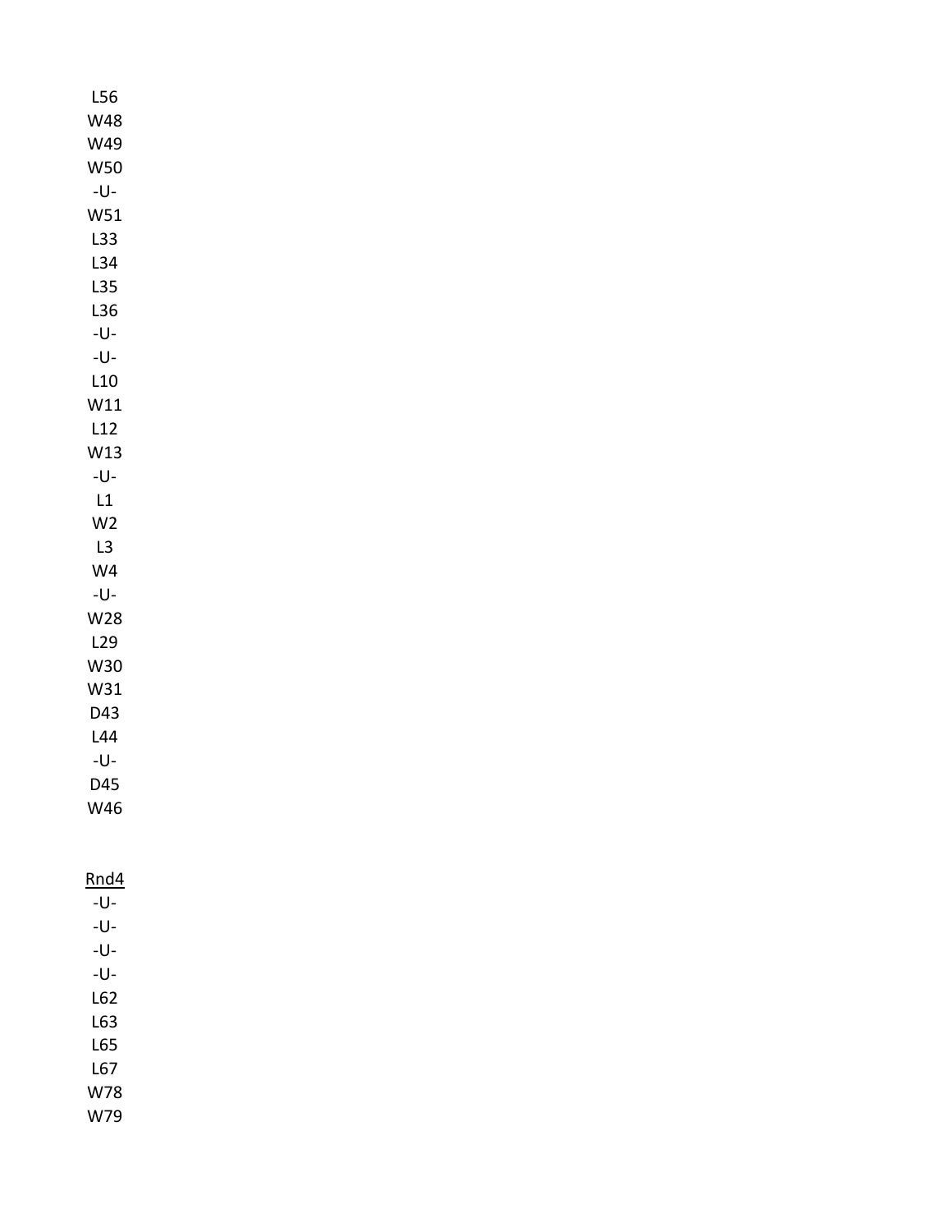L56
W48
W49
W50
-U-
W51
L33
L34
L35
L36
-U-
-U-
L10
W11
L12
W13
-U-
L1
W2
L3
W4
-U-
W28
L29
W30
W31
D43
L44
-U-
D45
W46

Rnd4
-U-
-U-
-U-
-U-
L62
L63
L65
L67
W78
W79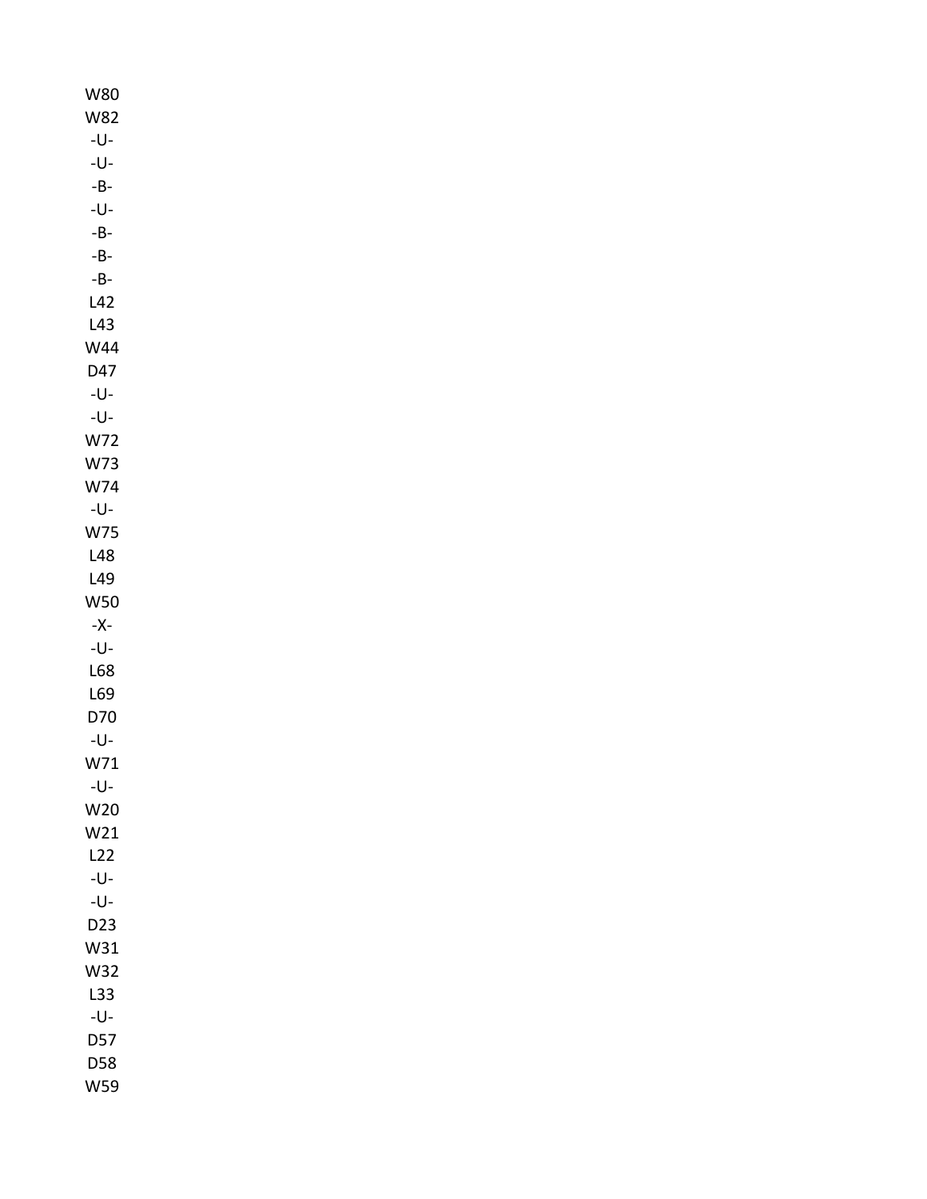W80
W82
-U-
-U-
-B-
-U-
-B-
-B-
-B-
L42
L43
W44
D47
-U-
-U-
W72
W73
W74
-U-
W75
L48
L49
W50
-X-
-U-
L68
L69
D70
-U-
W71
-U-
W20
W21
L22
-U-
-U-
D23
W31
W32
L33
-U-
D57
D58
W59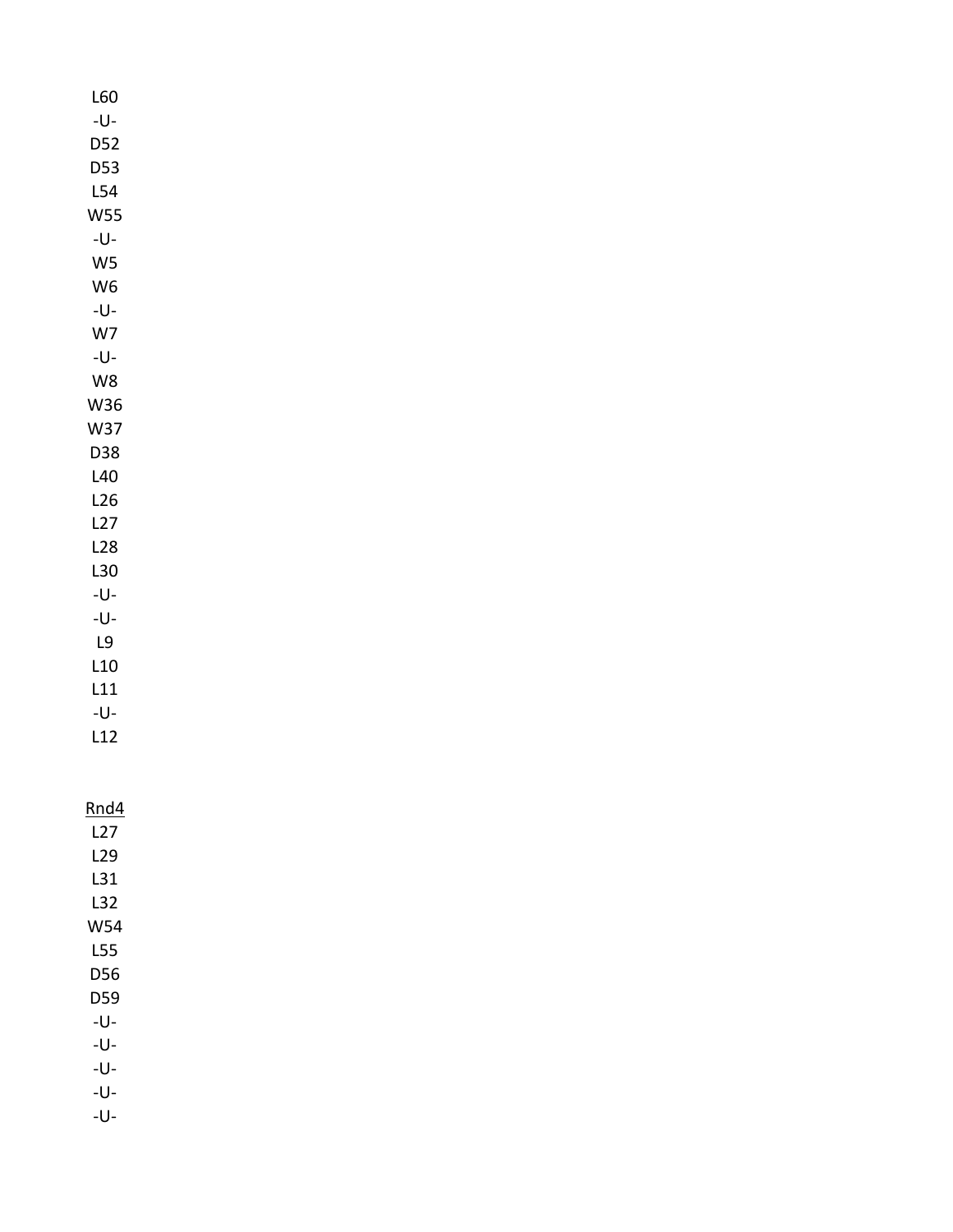L60
-U-
D52
D53
L54
W55
-U-
W5
W6
-U-
W7
-U-
W8
W36
W37
D38
L40
L26
L27
L28
L30
-U-
-U-
L9
L10
L11
-U-
L12

Rnd4

L27
L29
L31
L32
W54
L55
D56
D59
-U-
-U-
-U-
-U-
-U-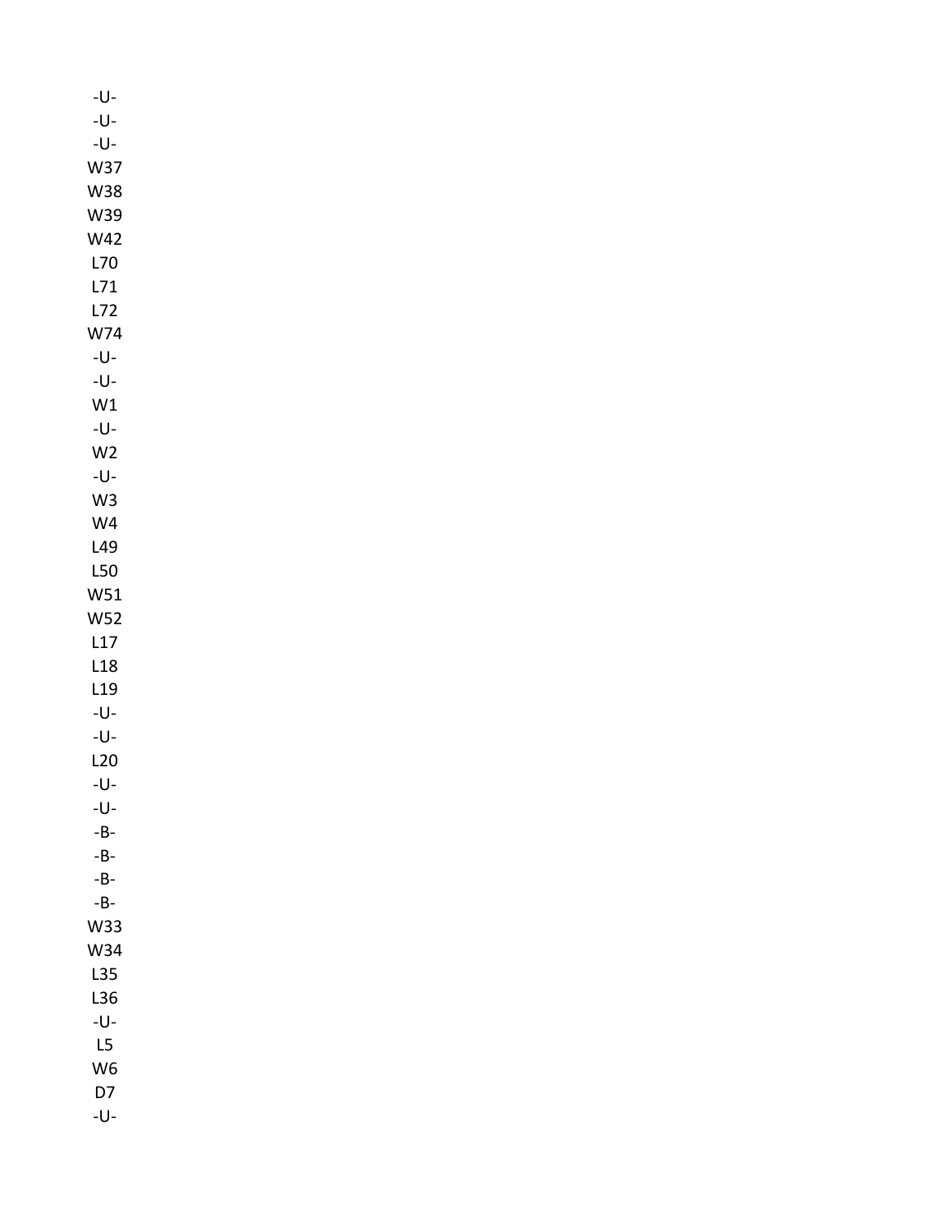-U-
-U-
-U-
W37
W38
W39
W42
L70
L71
L72
W74
-U-
-U-
W1
-U-
W2
-U-
W3
W4
L49
L50
W51
W52
L17
L18
L19
-U-
-U-
L20
-U-
-U-
-B-
-B-
-B-
-B-
W33
W34
L35
L36
-U-
L5
W6
D7
-U-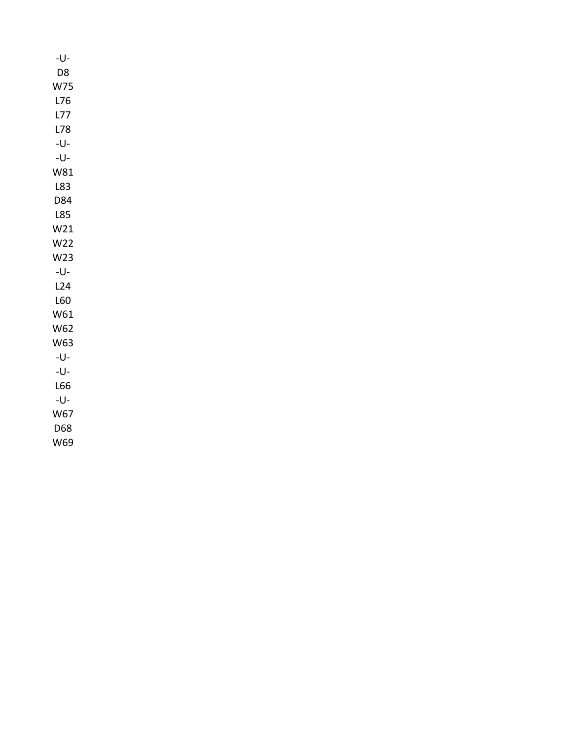-U-
D8
W75
L76
L77
L78
-U-
-U-
W81
L83
D84
L85
W21
W22
W23
-U-
L24
L60
W61
W62
W63
-U-
-U-
L66
-U-
W67
D68
W69